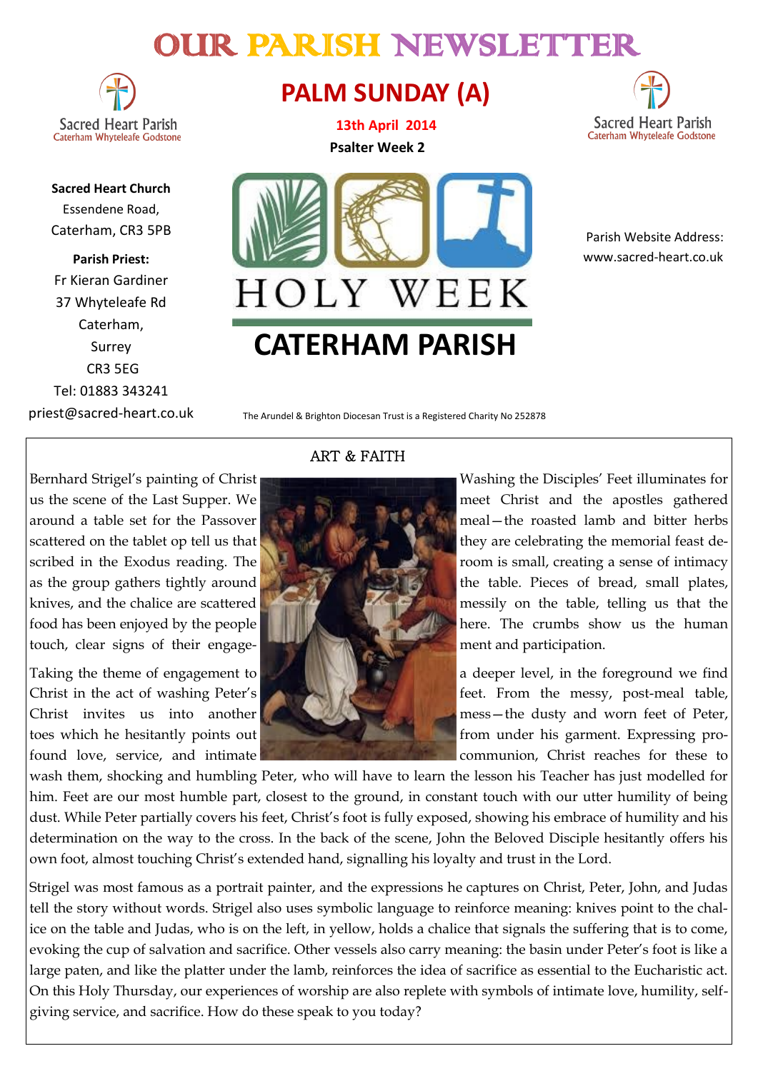# OUR PARISH NEWSLETTER

Sacred Heart Parish
Caterham Whyteleafe Godstone

## PALM SUNDAY (A)

**13th April 2014**

**Psalter Week 2**

HOLY WEEK

**CATERHAM PARISH**

**Sacred Heart Church**
Essendene Road,
Caterham, CR3 5PB

**Parish Priest:**
Fr Kieran Gardiner
37 Whyteleafe Rd
Caterham,
Surrey
CR3 5EG
Tel: 01883 343241
priest@sacred-heart.co.uk

Parish Website Address:
www.sacred-heart.co.uk

The Arundel & Brighton Diocesan Trust is a Registered Charity No 252878

### ART & FAITH

Bernhard Strigel's painting of Christ Washing the Disciples' Feet illuminates for us the scene of the Last Supper. We meet Christ and the apostles gathered around a table set for the Passover meal—the roasted lamb and bitter herbs scattered on the tablet op tell us that they are celebrating the memorial feast described in the Exodus reading. The room is small, creating a sense of intimacy as the group gathers tightly around the table. Pieces of bread, small plates, knives, and the chalice are scattered messily on the table, telling us that the food has been enjoyed by the people here. The crumbs show us the human touch, clear signs of their engagement and participation.

Taking the theme of engagement to a deeper level, in the foreground we find Christ in the act of washing Peter's feet. From the messy, post-meal table, Christ invites us into another mess—the dusty and worn feet of Peter, toes which he hesitantly points out from under his garment. Expressing profound love, service, and intimate communion, Christ reaches for these to wash them, shocking and humbling Peter, who will have to learn the lesson his Teacher has just modelled for him. Feet are our most humble part, closest to the ground, in constant touch with our utter humility of being dust. While Peter partially covers his feet, Christ's foot is fully exposed, showing his embrace of humility and his determination on the way to the cross. In the back of the scene, John the Beloved Disciple hesitantly offers his own foot, almost touching Christ's extended hand, signalling his loyalty and trust in the Lord.

Strigel was most famous as a portrait painter, and the expressions he captures on Christ, Peter, John, and Judas tell the story without words. Strigel also uses symbolic language to reinforce meaning: knives point to the chalice on the table and Judas, who is on the left, in yellow, holds a chalice that signals the suffering that is to come, evoking the cup of salvation and sacrifice. Other vessels also carry meaning: the basin under Peter's foot is like a large paten, and like the platter under the lamb, reinforces the idea of sacrifice as essential to the Eucharistic act. On this Holy Thursday, our experiences of worship are also replete with symbols of intimate love, humility, self-giving service, and sacrifice. How do these speak to you today?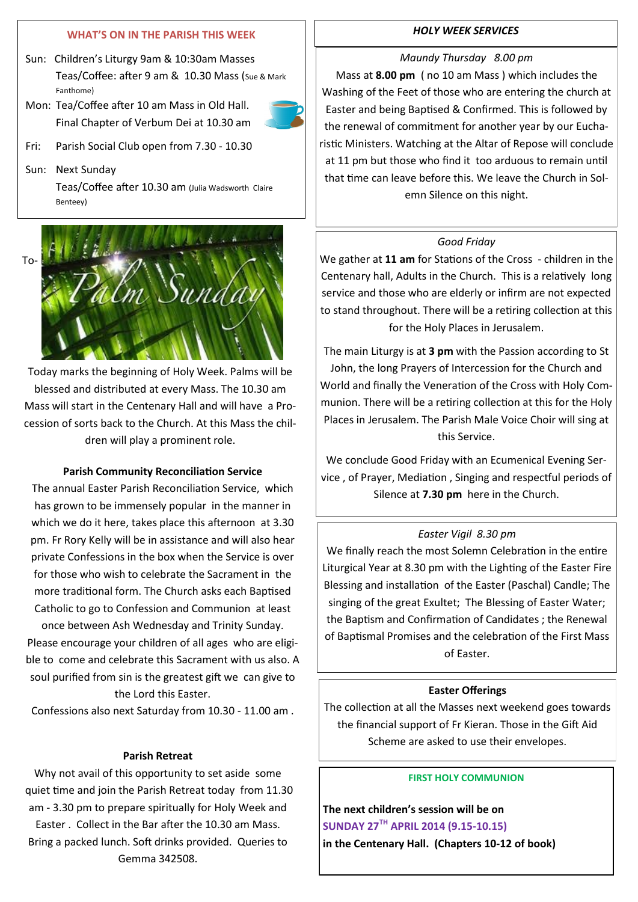## WHAT'S ON IN THE PARISH THIS WEEK

Sun: Children's Liturgy 9am & 10:30am Masses
Teas/Coffee: after 9 am & 10.30 Mass (Sue & Mark Fanthome)

Mon: Tea/Coffee after 10 am Mass in Old Hall.
Final Chapter of Verbum Dei at 10.30 am

Fri: Parish Social Club open from 7.30 - 10.30

Sun: Next Sunday
Teas/Coffee after 10.30 am (Julia Wadsworth Claire Benteey)

To- Palm Sunday

Today marks the beginning of Holy Week. Palms will be blessed and distributed at every Mass. The 10.30 am Mass will start in the Centenary Hall and will have a Procession of sorts back to the Church. At this Mass the children will play a prominent role.

### Parish Community Reconciliation Service

The annual Easter Parish Reconciliation Service, which has grown to be immensely popular in the manner in which we do it here, takes place this afternoon at 3.30 pm. Fr Rory Kelly will be in assistance and will also hear private Confessions in the box when the Service is over for those who wish to celebrate the Sacrament in the more traditional form. The Church asks each Baptised Catholic to go to Confession and Communion at least once between Ash Wednesday and Trinity Sunday. Please encourage your children of all ages who are eligible to come and celebrate this Sacrament with us also. A soul purified from sin is the greatest gift we can give to the Lord this Easter.

Confessions also next Saturday from 10.30 - 11.00 am .

### Parish Retreat

Why not avail of this opportunity to set aside some quiet time and join the Parish Retreat today from 11.30 am - 3.30 pm to prepare spiritually for Holy Week and Easter . Collect in the Bar after the 10.30 am Mass. Bring a packed lunch. Soft drinks provided. Queries to Gemma 342508.

## *HOLY WEEK SERVICES*

*Maundy Thursday 8.00 pm*

Mass at **8.00 pm** ( no 10 am Mass ) which includes the Washing of the Feet of those who are entering the church at Easter and being Baptised & Confirmed. This is followed by the renewal of commitment for another year by our Eucharistic Ministers. Watching at the Altar of Repose will conclude at 11 pm but those who find it too arduous to remain until that time can leave before this. We leave the Church in Solemn Silence on this night.

*Good Friday*

We gather at **11 am** for Stations of the Cross - children in the Centenary hall, Adults in the Church. This is a relatively long service and those who are elderly or infirm are not expected to stand throughout. There will be a retiring collection at this for the Holy Places in Jerusalem.

The main Liturgy is at **3 pm** with the Passion according to St John, the long Prayers of Intercession for the Church and World and finally the Veneration of the Cross with Holy Communion. There will be a retiring collection at this for the Holy Places in Jerusalem. The Parish Male Voice Choir will sing at this Service.

We conclude Good Friday with an Ecumenical Evening Service , of Prayer, Mediation , Singing and respectful periods of Silence at **7.30 pm** here in the Church.

*Easter Vigil 8.30 pm*

We finally reach the most Solemn Celebration in the entire Liturgical Year at 8.30 pm with the Lighting of the Easter Fire Blessing and installation of the Easter (Paschal) Candle; The singing of the great Exultet; The Blessing of Easter Water; the Baptism and Confirmation of Candidates ; the Renewal of Baptismal Promises and the celebration of the First Mass of Easter.

### Easter Offerings

The collection at all the Masses next weekend goes towards the financial support of Fr Kieran. Those in the Gift Aid Scheme are asked to use their envelopes.

### FIRST HOLY COMMUNION

**The next children's session will be on**
**SUNDAY 27TH APRIL 2014 (9.15-10.15)**
**in the Centenary Hall. (Chapters 10-12 of book)**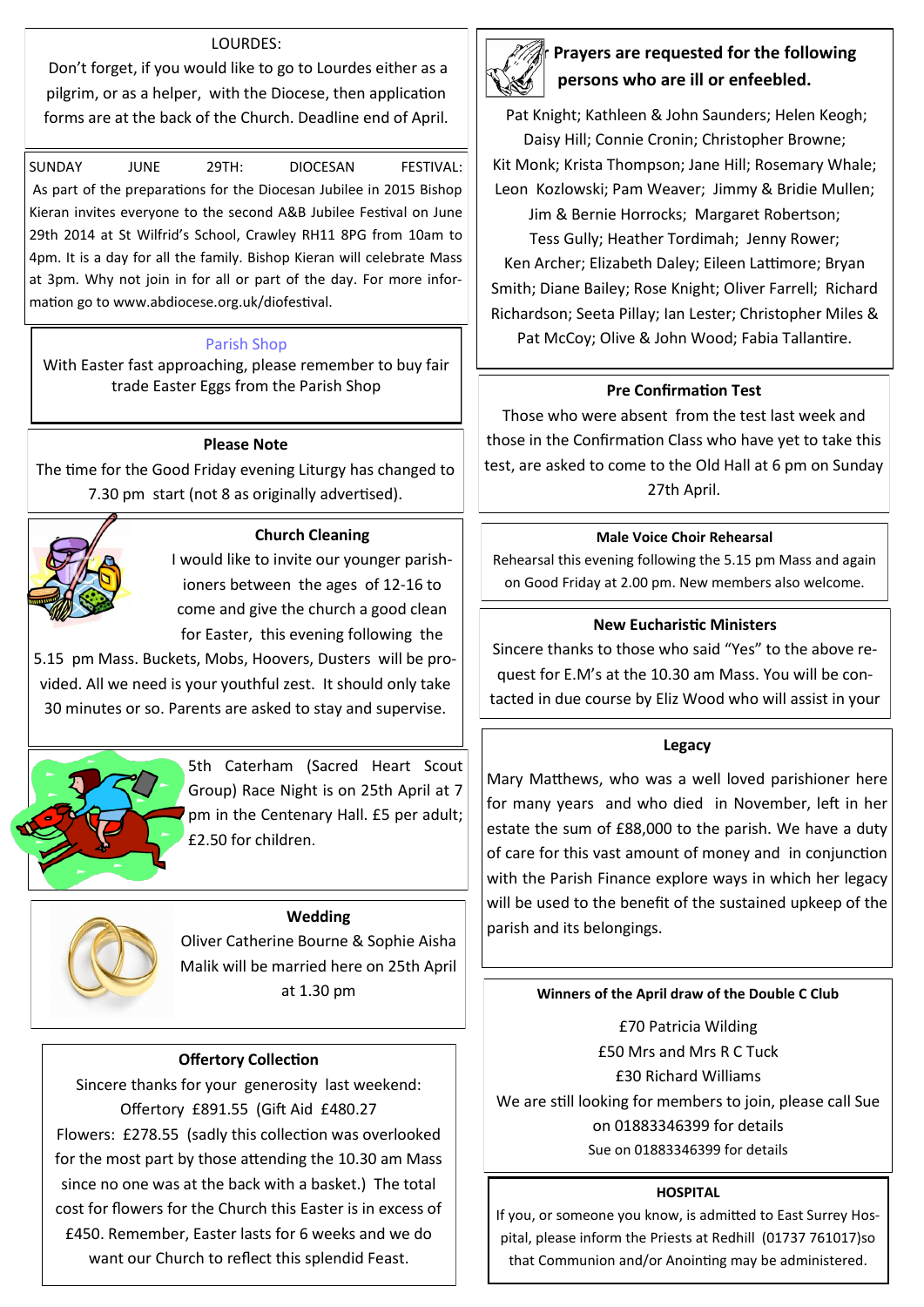### LOURDES:

Don't forget, if you would like to go to Lourdes either as a pilgrim, or as a helper, with the Diocese, then application forms are at the back of the Church. Deadline end of April.

SUNDAY JUNE 29TH: DIOCESAN FESTIVAL: As part of the preparations for the Diocesan Jubilee in 2015 Bishop Kieran invites everyone to the second A&B Jubilee Festival on June 29th 2014 at St Wilfrid's School, Crawley RH11 8PG from 10am to 4pm. It is a day for all the family. Bishop Kieran will celebrate Mass at 3pm. Why not join in for all or part of the day. For more information go to www.abdiocese.org.uk/diofestival.

### Parish Shop

With Easter fast approaching, please remember to buy fair trade Easter Eggs from the Parish Shop

### Please Note

The time for the Good Friday evening Liturgy has changed to 7.30 pm start (not 8 as originally advertised).

### Church Cleaning

I would like to invite our younger parishioners between the ages of 12-16 to come and give the church a good clean for Easter, this evening following the 5.15 pm Mass. Buckets, Mobs, Hoovers, Dusters will be provided. All we need is your youthful zest. It should only take 30 minutes or so. Parents are asked to stay and supervise.

5th Caterham (Sacred Heart Scout Group) Race Night is on 25th April at 7 pm in the Centenary Hall. £5 per adult; £2.50 for children.

### Wedding

Oliver Catherine Bourne & Sophie Aisha Malik will be married here on 25th April at 1.30 pm

### Offertory Collection

Sincere thanks for your generosity last weekend:
Offertory £891.55 (Gift Aid £480.27
Flowers: £278.55 (sadly this collection was overlooked for the most part by those attending the 10.30 am Mass since no one was at the back with a basket.) The total cost for flowers for the Church this Easter is in excess of £450. Remember, Easter lasts for 6 weeks and we do want our Church to reflect this splendid Feast.

### Prayers are requested for the following persons who are ill or enfeebled.

Pat Knight; Kathleen & John Saunders; Helen Keogh; Daisy Hill; Connie Cronin; Christopher Browne; Kit Monk; Krista Thompson; Jane Hill; Rosemary Whale; Leon Kozlowski; Pam Weaver; Jimmy & Bridie Mullen; Jim & Bernie Horrocks; Margaret Robertson; Tess Gully; Heather Tordimah; Jenny Rower; Ken Archer; Elizabeth Daley; Eileen Lattimore; Bryan Smith; Diane Bailey; Rose Knight; Oliver Farrell; Richard Richardson; Seeta Pillay; Ian Lester; Christopher Miles & Pat McCoy; Olive & John Wood; Fabia Tallantire.

### Pre Confirmation Test

Those who were absent from the test last week and those in the Confirmation Class who have yet to take this test, are asked to come to the Old Hall at 6 pm on Sunday 27th April.

### Male Voice Choir Rehearsal

Rehearsal this evening following the 5.15 pm Mass and again on Good Friday at 2.00 pm. New members also welcome.

### New Eucharistic Ministers

Sincere thanks to those who said "Yes" to the above request for E.M's at the 10.30 am Mass. You will be contacted in due course by Eliz Wood who will assist in your

### Legacy

Mary Matthews, who was a well loved parishioner here for many years and who died in November, left in her estate the sum of £88,000 to the parish. We have a duty of care for this vast amount of money and in conjunction with the Parish Finance explore ways in which her legacy will be used to the benefit of the sustained upkeep of the parish and its belongings.

### Winners of the April draw of the Double C Club

£70 Patricia Wilding
£50 Mrs and Mrs R C Tuck
£30 Richard Williams
We are still looking for members to join, please call Sue on 01883346399 for details
Sue on 01883346399 for details

### HOSPITAL

If you, or someone you know, is admitted to East Surrey Hospital, please inform the Priests at Redhill (01737 761017)so that Communion and/or Anointing may be administered.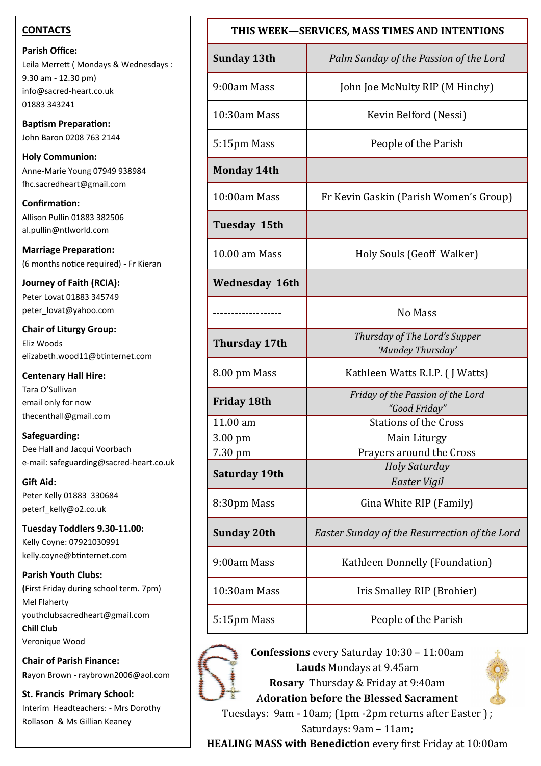## CONTACTS

**Parish Office:**
Leila Merrett ( Mondays & Wednesdays : 9.30 am - 12.30 pm)
info@sacred-heart.co.uk
01883 343241

**Baptism Preparation:**
John Baron 0208 763 2144

**Holy Communion:**
Anne-Marie Young 07949 938984
fhc.sacredheart@gmail.com

**Confirmation:**
Allison Pullin 01883 382506
al.pullin@ntlworld.com

**Marriage Preparation:**
(6 months notice required) **-** Fr Kieran

**Journey of Faith (RCIA):**
Peter Lovat 01883 345749
peter_lovat@yahoo.com

**Chair of Liturgy Group:**
Eliz Woods
elizabeth.wood11@btinternet.com

**Centenary Hall Hire:**
Tara O'Sullivan
email only for now
thecenthall@gmail.com

**Safeguarding:**
Dee Hall and Jacqui Voorbach
e-mail: safeguarding@sacred-heart.co.uk

**Gift Aid:**
Peter Kelly 01883 330684
peterf_kelly@o2.co.uk

**Tuesday Toddlers 9.30-11.00:**
Kelly Coyne: 07921030991
kelly.coyne@btinternet.com

**Parish Youth Clubs:**
**(**First Friday during school term. 7pm)
Mel Flaherty
youthclubsacredheart@gmail.com
**Chill Club**
Veronique Wood

**Chair of Parish Finance:**
**R**ayon Brown - raybrown2006@aol.com

**St. Francis Primary School:**
Interim Headteachers: - Mrs Dorothy Rollason & Ms Gillian Keaney

## THIS WEEK—SERVICES, MASS TIMES AND INTENTIONS

| | |
|---|---|
| **Sunday 13th** | *Palm Sunday of the Passion of the Lord* |
| 9:00am Mass | John Joe McNulty RIP (M Hinchy) |
| 10:30am Mass | Kevin Belford (Nessi) |
| 5:15pm Mass | People of the Parish |
| **Monday 14th** | |
| 10:00am Mass | Fr Kevin Gaskin (Parish Women's Group) |
| **Tuesday 15th** | |
| 10.00 am Mass | Holy Souls (Geoff Walker) |
| **Wednesday 16th** | |
| ------------------- | No Mass |
| **Thursday 17th** | *Thursday of The Lord's Supper 'Mundey Thursday'* |
| 8.00 pm Mass | Kathleen Watts R.I.P. ( J Watts) |
| **Friday 18th** | *Friday of the Passion of the Lord "Good Friday"* |
| 11.00 am | Stations of the Cross |
| 3.00 pm | Main Liturgy |
| 7.30 pm | Prayers around the Cross |
| **Saturday 19th** | *Holy Saturday Easter Vigil* |
| 8:30pm Mass | Gina White RIP (Family) |
| **Sunday 20th** | *Easter Sunday of the Resurrection of the Lord* |
| 9:00am Mass | Kathleen Donnelly (Foundation) |
| 10:30am Mass | Iris Smalley RIP (Brohier) |
| 5:15pm Mass | People of the Parish |

**Confessions** every Saturday 10:30 – 11:00am
**Lauds** Mondays at 9.45am
**Rosary** Thursday & Friday at 9:40am
**Adoration before the Blessed Sacrament**
Tuesdays: 9am - 10am; (1pm -2pm returns after Easter ) ;
Saturdays: 9am – 11am;
**HEALING MASS with Benediction** every first Friday at 10:00am